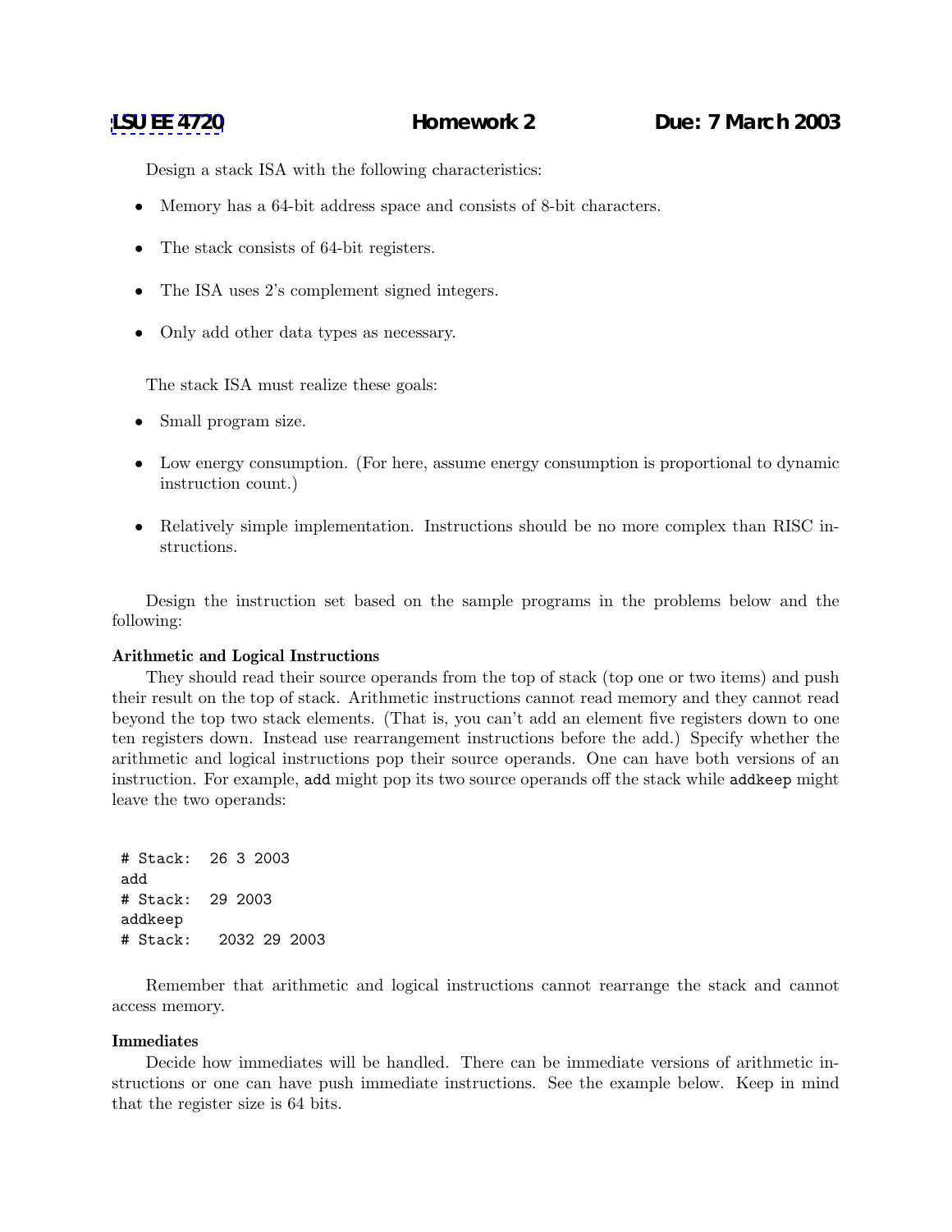# LSU EE 4720 Homework 2 Due: 7 March 2003

Design a stack ISA with the following characteristics:

- Memory has a 64-bit address space and consists of 8-bit characters.
- The stack consists of 64-bit registers.
- The ISA uses 2's complement signed integers.
- Only add other data types as necessary.

The stack ISA must realize these goals:

- Small program size.
- Low energy consumption. (For here, assume energy consumption is proportional to dynamic instruction count.)
- Relatively simple implementation. Instructions should be no more complex than RISC instructions.

Design the instruction set based on the sample programs in the problems below and the following:

**Arithmetic and Logical Instructions**

They should read their source operands from the top of stack (top one or two items) and push their result on the top of stack. Arithmetic instructions cannot read memory and they cannot read beyond the top two stack elements. (That is, you can't add an element five registers down to one ten registers down. Instead use rearrangement instructions before the add.) Specify whether the arithmetic and logical instructions pop their source operands. One can have both versions of an instruction. For example, `add` might pop its two source operands off the stack while `addkeep` might leave the two operands:

```
# Stack:  26 3 2003
add
# Stack:  29 2003
addkeep
# Stack:   2032 29 2003
```

Remember that arithmetic and logical instructions cannot rearrange the stack and cannot access memory.

**Immediates**

Decide how immediates will be handled. There can be immediate versions of arithmetic instructions or one can have push immediate instructions. See the example below. Keep in mind that the register size is 64 bits.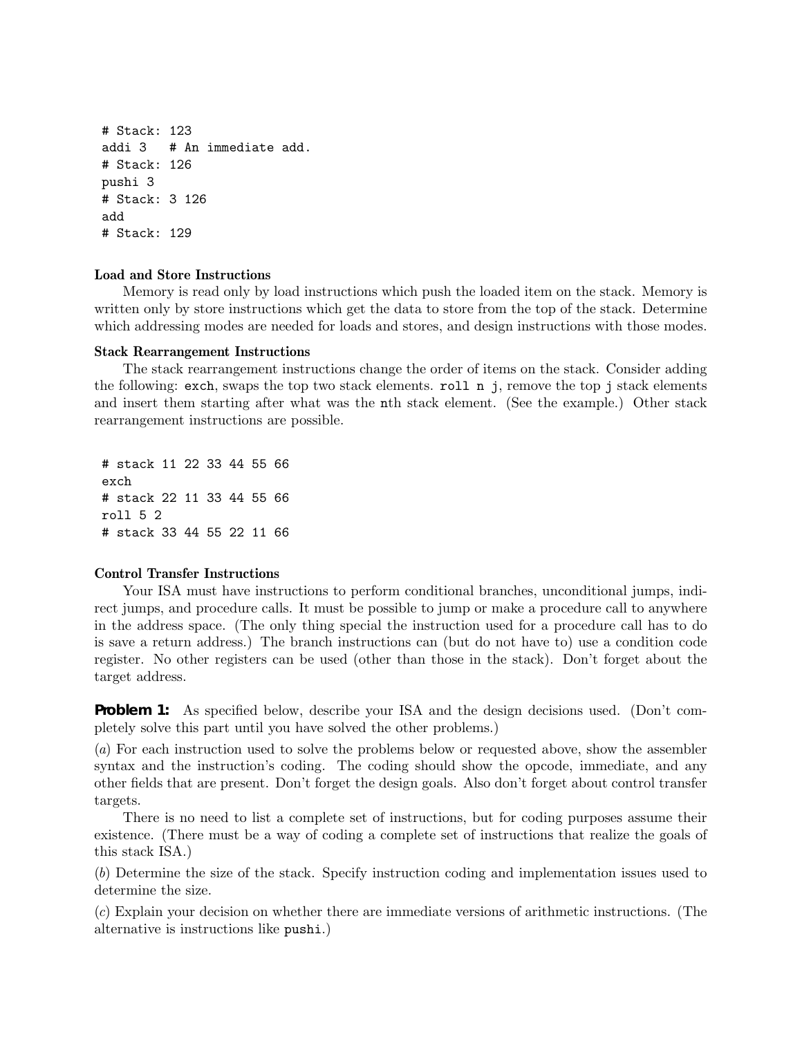```
# Stack: 123
addi 3   # An immediate add.
# Stack: 126
pushi 3
# Stack: 3 126
add
# Stack: 129
```

**Load and Store Instructions**

Memory is read only by load instructions which push the loaded item on the stack. Memory is written only by store instructions which get the data to store from the top of the stack. Determine which addressing modes are needed for loads and stores, and design instructions with those modes.

**Stack Rearrangement Instructions**

The stack rearrangement instructions change the order of items on the stack. Consider adding the following: `exch`, swaps the top two stack elements. `roll n j`, remove the top `j` stack elements and insert them starting after what was the `n`th stack element. (See the example.) Other stack rearrangement instructions are possible.

```
# stack 11 22 33 44 55 66
exch
# stack 22 11 33 44 55 66
roll 5 2
# stack 33 44 55 22 11 66
```

**Control Transfer Instructions**

Your ISA must have instructions to perform conditional branches, unconditional jumps, indirect jumps, and procedure calls. It must be possible to jump or make a procedure call to anywhere in the address space. (The only thing special the instruction used for a procedure call has to do is save a return address.) The branch instructions can (but do not have to) use a condition code register. No other registers can be used (other than those in the stack). Don't forget about the target address.

**Problem 1:** As specified below, describe your ISA and the design decisions used. (Don't completely solve this part until you have solved the other problems.)

(*a*) For each instruction used to solve the problems below or requested above, show the assembler syntax and the instruction's coding. The coding should show the opcode, immediate, and any other fields that are present. Don't forget the design goals. Also don't forget about control transfer targets.

There is no need to list a complete set of instructions, but for coding purposes assume their existence. (There must be a way of coding a complete set of instructions that realize the goals of this stack ISA.)

(*b*) Determine the size of the stack. Specify instruction coding and implementation issues used to determine the size.

(*c*) Explain your decision on whether there are immediate versions of arithmetic instructions. (The alternative is instructions like `pushi`.)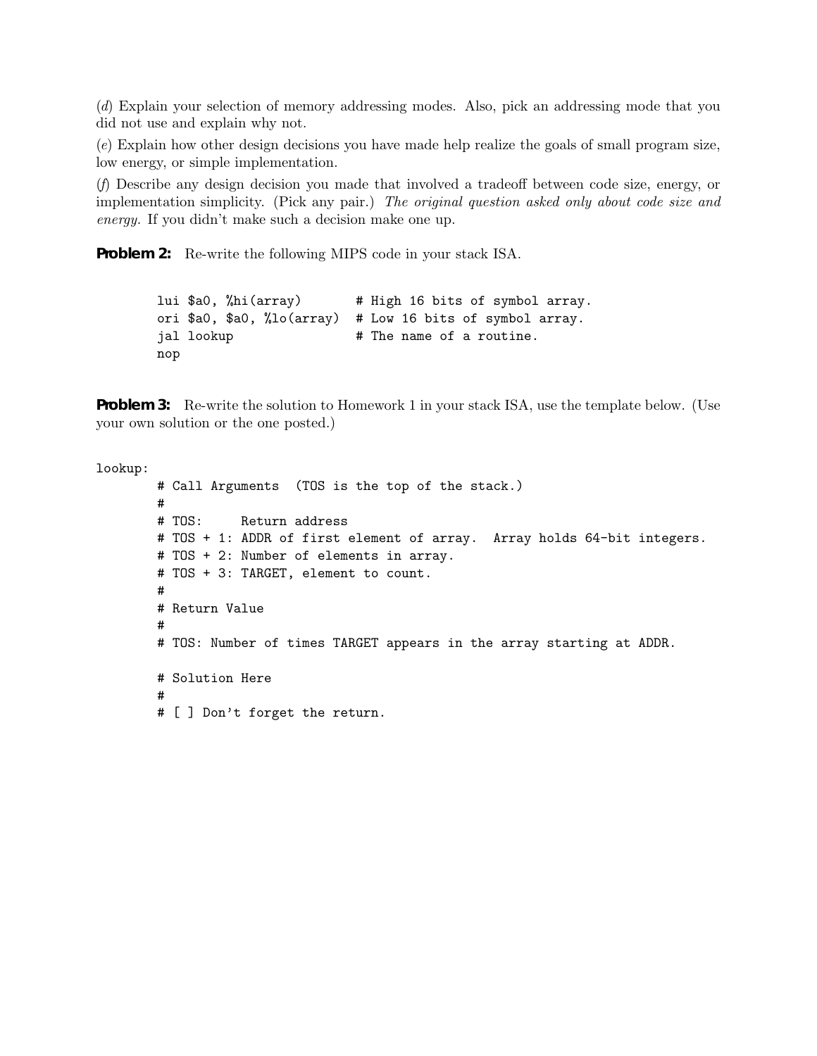(*d*) Explain your selection of memory addressing modes. Also, pick an addressing mode that you did not use and explain why not.

(*e*) Explain how other design decisions you have made help realize the goals of small program size, low energy, or simple implementation.

(*f*) Describe any design decision you made that involved a tradeoff between code size, energy, or implementation simplicity. (Pick any pair.) *The original question asked only about code size and energy.* If you didn't make such a decision make one up.

**Problem 2:** Re-write the following MIPS code in your stack ISA.

```
lui $a0, %hi(array)       # High 16 bits of symbol array.
ori $a0, $a0, %lo(array)  # Low 16 bits of symbol array.
jal lookup                # The name of a routine.
nop
```

**Problem 3:** Re-write the solution to Homework 1 in your stack ISA, use the template below. (Use your own solution or the one posted.)

```
lookup:
        # Call Arguments  (TOS is the top of the stack.)
        #
        # TOS:     Return address
        # TOS + 1: ADDR of first element of array.  Array holds 64-bit integers.
        # TOS + 2: Number of elements in array.
        # TOS + 3: TARGET, element to count.
        #
        # Return Value
        #
        # TOS: Number of times TARGET appears in the array starting at ADDR.

        # Solution Here
        #
        # [ ] Don't forget the return.
```